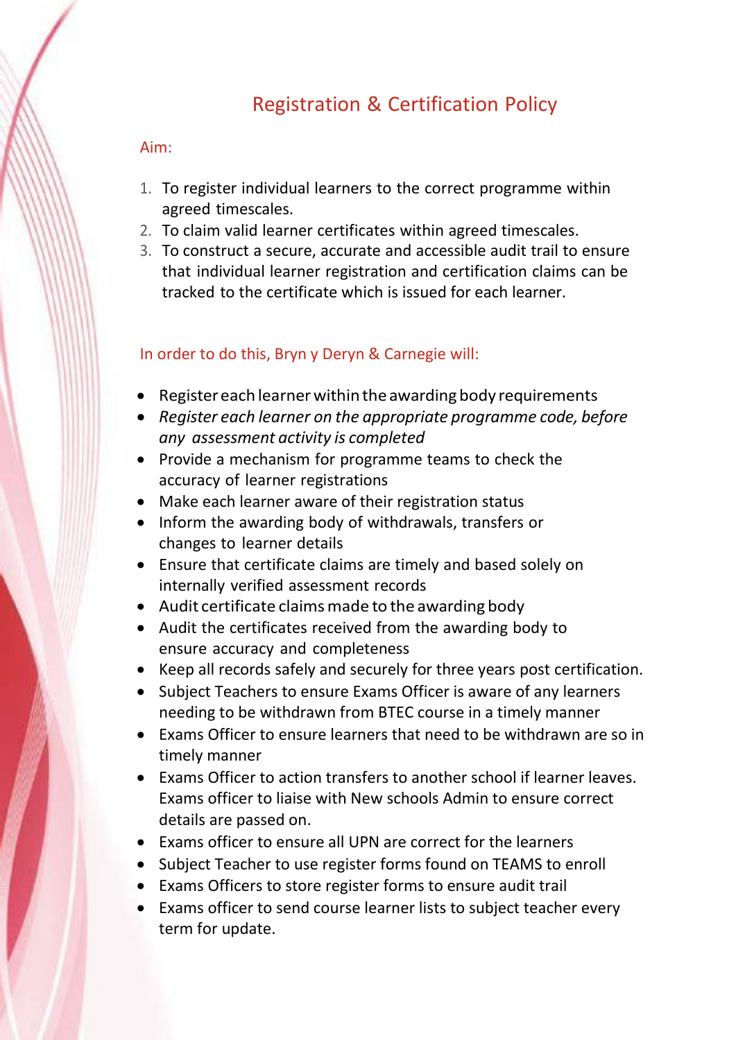# Registration & Certification Policy

## Aim:

1. To register individual learners to the correct programme within agreed timescales.
2. To claim valid learner certificates within agreed timescales.
3. To construct a secure, accurate and accessible audit trail to ensure that individual learner registration and certification claims can be tracked to the certificate which is issued for each learner.

## In order to do this, Bryn y Deryn & Carnegie will:

- Register each learner within the awarding body requirements
- *Register each learner on the appropriate programme code, before any assessment activity is completed*
- Provide a mechanism for programme teams to check the accuracy of learner registrations
- Make each learner aware of their registration status
- Inform the awarding body of withdrawals, transfers or changes to learner details
- Ensure that certificate claims are timely and based solely on internally verified assessment records
- Audit certificate claims made to the awarding body
- Audit the certificates received from the awarding body to ensure accuracy and completeness
- Keep all records safely and securely for three years post certification.
- Subject Teachers to ensure Exams Officer is aware of any learners needing to be withdrawn from BTEC course in a timely manner
- Exams Officer to ensure learners that need to be withdrawn are so in timely manner
- Exams Officer to action transfers to another school if learner leaves. Exams officer to liaise with New schools Admin to ensure correct details are passed on.
- Exams officer to ensure all UPN are correct for the learners
- Subject Teacher to use register forms found on TEAMS to enroll
- Exams Officers to store register forms to ensure audit trail
- Exams officer to send course learner lists to subject teacher every term for update.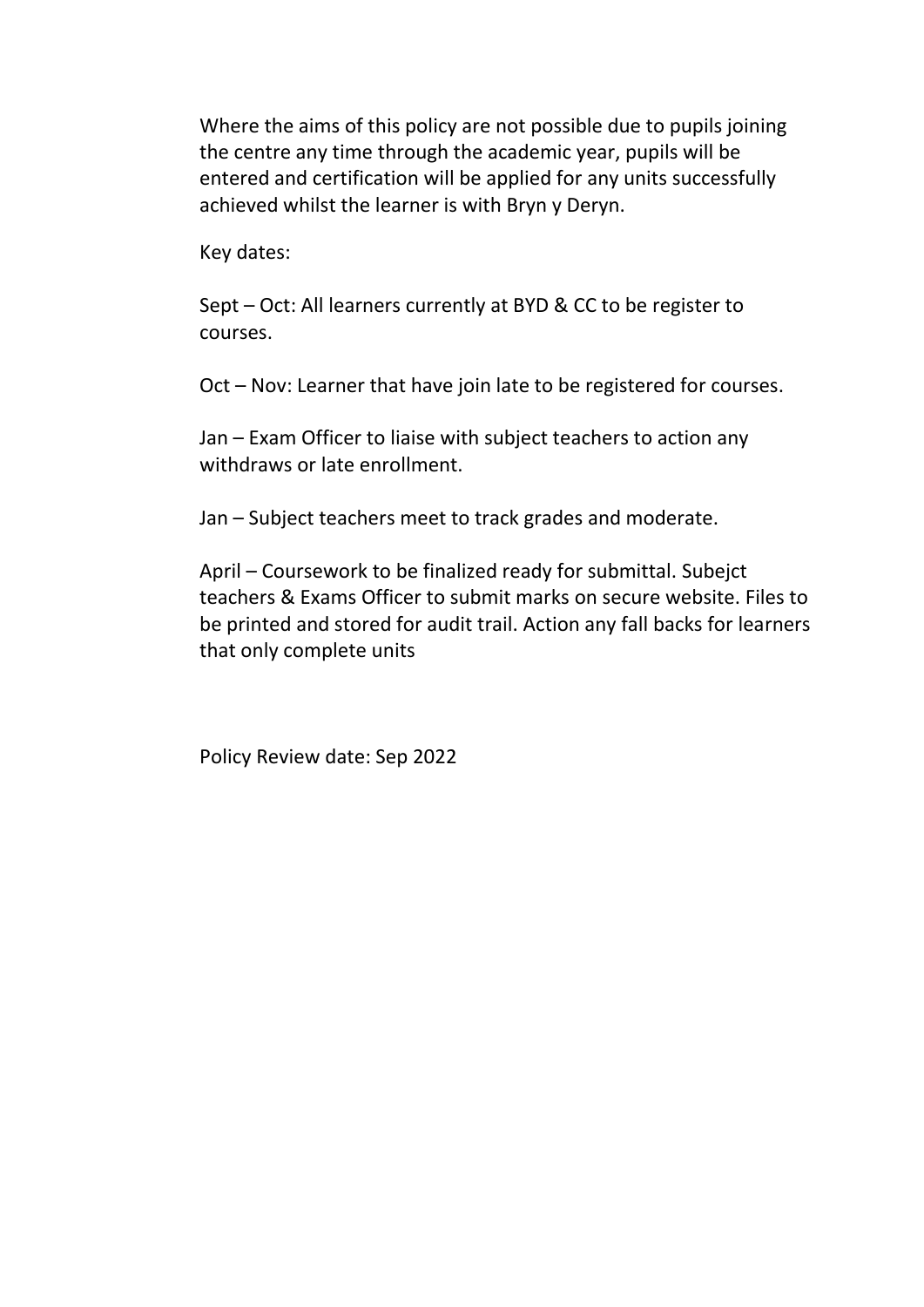Where the aims of this policy are not possible due to pupils joining the centre any time through the academic year, pupils will be entered and certification will be applied for any units successfully achieved whilst the learner is with Bryn y Deryn.

Key dates:

Sept – Oct: All learners currently at BYD & CC to be register to courses.

Oct – Nov: Learner that have join late to be registered for courses.

Jan – Exam Officer to liaise with subject teachers to action any withdraws or late enrollment.

Jan – Subject teachers meet to track grades and moderate.

April – Coursework to be finalized ready for submittal. Subejct teachers & Exams Officer to submit marks on secure website. Files to be printed and stored for audit trail. Action any fall backs for learners that only complete units

Policy Review date: Sep 2022